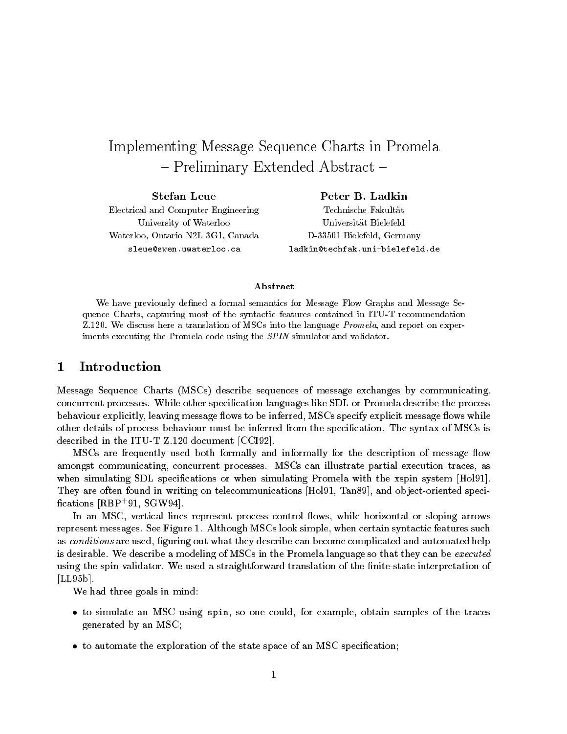# Implementing Message Sequence Charts in Promela
## – Preliminary Extended Abstract –

**Stefan Leue**
Electrical and Computer Engineering
University of Waterloo
Waterloo, Ontario N2L 3G1, Canada
`sleue@swen.uwaterloo.ca`

**Peter B. Ladkin**
Technische Fakultät
Universität Bielefeld
D-33501 Bielefeld, Germany
`ladkin@techfak.uni-bielefeld.de`

### Abstract

We have previously defined a formal semantics for Message Flow Graphs and Message Sequence Charts, capturing most of the syntactic features contained in ITU-T recommendation Z.120. We discuss here a translation of MSCs into the language *Promela*, and report on experiments executing the Promela code using the *SPIN* simulator and validator.

## 1 Introduction

Message Sequence Charts (MSCs) describe sequences of message exchanges by communicating, concurrent processes. While other specification languages like SDL or Promela describe the process behaviour explicitly, leaving message flows to be inferred, MSCs specify explicit message flows while other details of process behaviour must be inferred from the specification. The syntax of MSCs is described in the ITU-T Z.120 document [CCI92].

MSCs are frequently used both formally and informally for the description of message flow amongst communicating, concurrent processes. MSCs can illustrate partial execution traces, as when simulating SDL specifications or when simulating Promela with the xspin system [Hol91]. They are often found in writing on telecommunications [Hol91, Tan89], and object-oriented specifications [RBP+91, SGW94].

In an MSC, vertical lines represent process control flows, while horizontal or sloping arrows represent messages. See Figure 1. Although MSCs look simple, when certain syntactic features such as *conditions* are used, figuring out what they describe can become complicated and automated help is desirable. We describe a modeling of MSCs in the Promela language so that they can be *executed* using the spin validator. We used a straightforward translation of the finite-state interpretation of [LL95b].

We had three goals in mind:

- to simulate an MSC using `spin`, so one could, for example, obtain samples of the traces generated by an MSC;
- to automate the exploration of the state space of an MSC specification;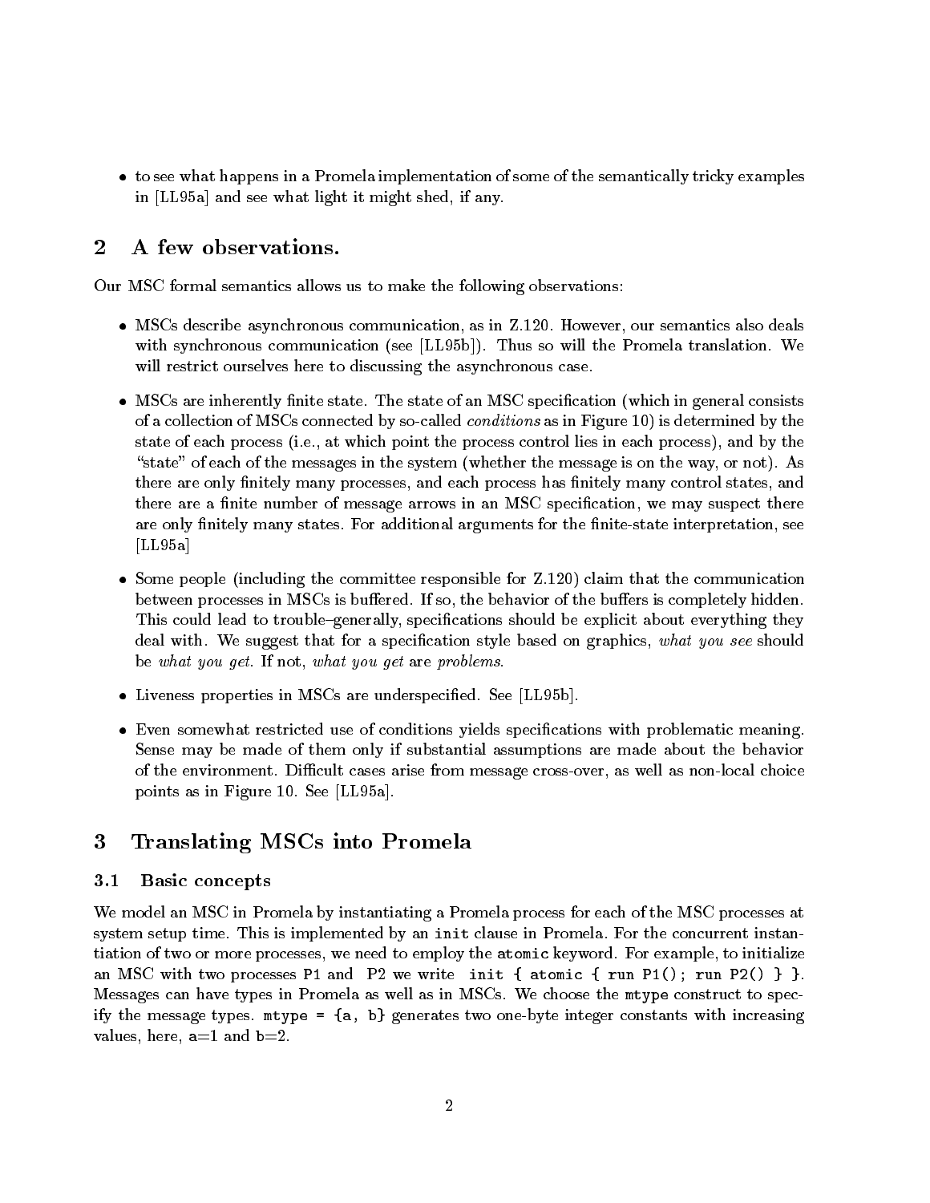- to see what happens in a Promela implementation of some of the semantically tricky examples in [LL95a] and see what light it might shed, if any.

## 2 A few observations.

Our MSC formal semantics allows us to make the following observations:

- MSCs describe asynchronous communication, as in Z.120. However, our semantics also deals with synchronous communication (see [LL95b]). Thus so will the Promela translation. We will restrict ourselves here to discussing the asynchronous case.

- MSCs are inherently finite state. The state of an MSC specification (which in general consists of a collection of MSCs connected by so-called *conditions* as in Figure 10) is determined by the state of each process (i.e., at which point the process control lies in each process), and by the "state" of each of the messages in the system (whether the message is on the way, or not). As there are only finitely many processes, and each process has finitely many control states, and there are a finite number of message arrows in an MSC specification, we may suspect there are only finitely many states. For additional arguments for the finite-state interpretation, see [LL95a]

- Some people (including the committee responsible for Z.120) claim that the communication between processes in MSCs is buffered. If so, the behavior of the buffers is completely hidden. This could lead to trouble–generally, specifications should be explicit about everything they deal with. We suggest that for a specification style based on graphics, *what you see* should be *what you get*. If not, *what you get* are *problems*.

- Liveness properties in MSCs are underspecified. See [LL95b].

- Even somewhat restricted use of conditions yields specifications with problematic meaning. Sense may be made of them only if substantial assumptions are made about the behavior of the environment. Difficult cases arise from message cross-over, as well as non-local choice points as in Figure 10. See [LL95a].

## 3 Translating MSCs into Promela

### 3.1 Basic concepts

We model an MSC in Promela by instantiating a Promela process for each of the MSC processes at system setup time. This is implemented by an `init` clause in Promela. For the concurrent instantiation of two or more processes, we need to employ the `atomic` keyword. For example, to initialize an MSC with two processes `P1` and `P2` we write `init { atomic { run P1(); run P2() } }`. Messages can have types in Promela as well as in MSCs. We choose the `mtype` construct to specify the message types. `mtype = {a, b}` generates two one-byte integer constants with increasing values, here, a=1 and b=2.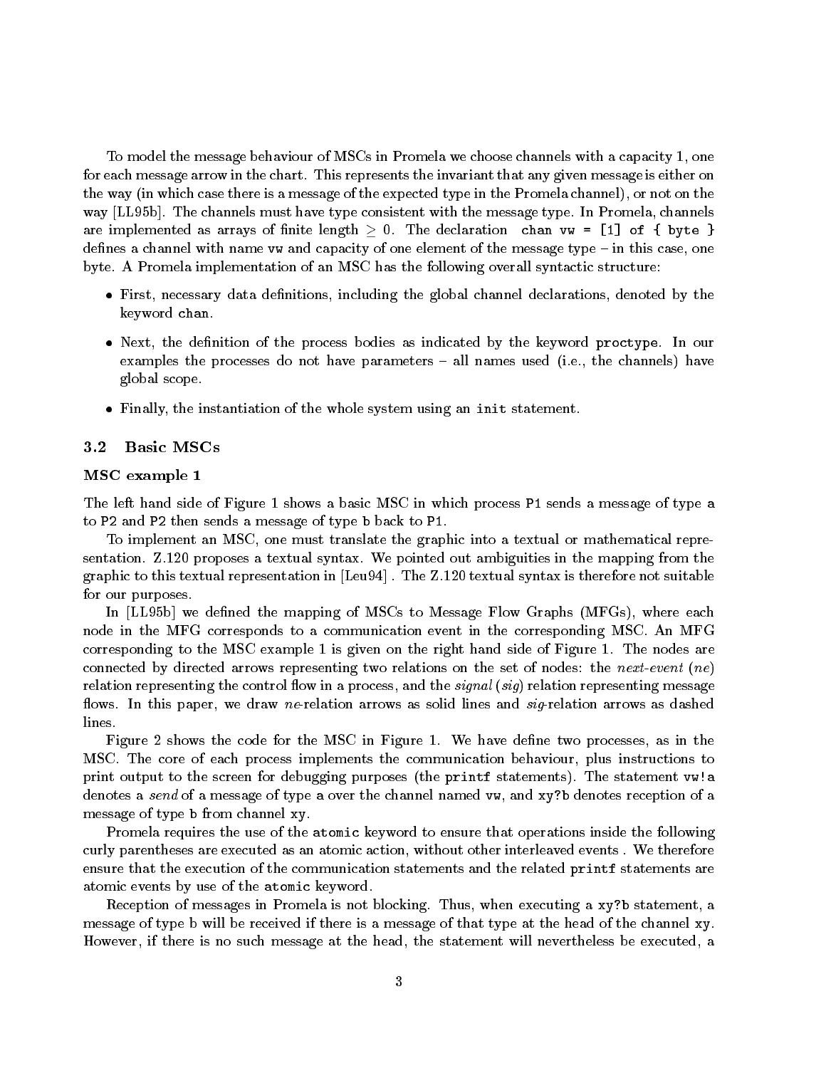To model the message behaviour of MSCs in Promela we choose channels with a capacity 1, one for each message arrow in the chart. This represents the invariant that any given message is either on the way (in which case there is a message of the expected type in the Promela channel), or not on the way [LL95b]. The channels must have type consistent with the message type. In Promela, channels are implemented as arrays of finite length $\geq 0$. The declaration `chan vw = [1] of { byte }` defines a channel with name `vw` and capacity of one element of the message type – in this case, one byte. A Promela implementation of an MSC has the following overall syntactic structure:

- First, necessary data definitions, including the global channel declarations, denoted by the keyword `chan`.
- Next, the definition of the process bodies as indicated by the keyword `proctype`. In our examples the processes do not have parameters – all names used (i.e., the channels) have global scope.
- Finally, the instantiation of the whole system using an `init` statement.

## 3.2 Basic MSCs

### MSC example 1

The left hand side of Figure 1 shows a basic MSC in which process `P1` sends a message of type `a` to `P2` and `P2` then sends a message of type `b` back to `P1`.

To implement an MSC, one must translate the graphic into a textual or mathematical representation. Z.120 proposes a textual syntax. We pointed out ambiguities in the mapping from the graphic to this textual representation in [Leu94] . The Z.120 textual syntax is therefore not suitable for our purposes.

In [LL95b] we defined the mapping of MSCs to Message Flow Graphs (MFGs), where each node in the MFG corresponds to a communication event in the corresponding MSC. An MFG corresponding to the MSC example 1 is given on the right hand side of Figure 1. The nodes are connected by directed arrows representing two relations on the set of nodes: the *next-event* (*ne*) relation representing the control flow in a process, and the *signal* (*sig*) relation representing message flows. In this paper, we draw *ne*-relation arrows as solid lines and *sig*-relation arrows as dashed lines.

Figure 2 shows the code for the MSC in Figure 1. We have define two processes, as in the MSC. The core of each process implements the communication behaviour, plus instructions to print output to the screen for debugging purposes (the `printf` statements). The statement `vw!a` denotes a *send* of a message of type `a` over the channel named `vw`, and `xy?b` denotes reception of a message of type `b` from channel `xy`.

Promela requires the use of the `atomic` keyword to ensure that operations inside the following curly parentheses are executed as an atomic action, without other interleaved events . We therefore ensure that the execution of the communication statements and the related `printf` statements are atomic events by use of the `atomic` keyword.

Reception of messages in Promela is not blocking. Thus, when executing a `xy?b` statement, a message of type `b` will be received if there is a message of that type at the head of the channel `xy`. However, if there is no such message at the head, the statement will nevertheless be executed, a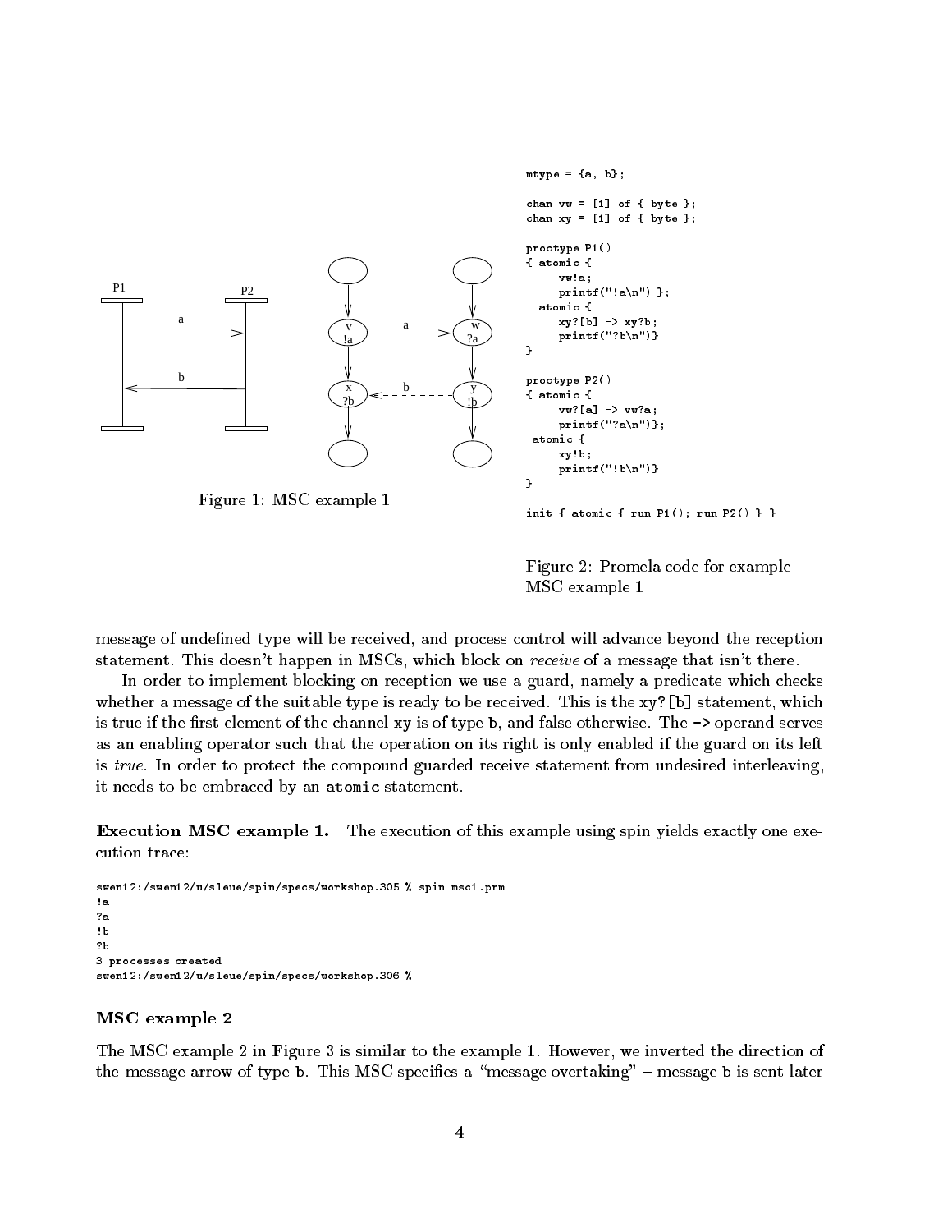Figure 1: MSC example 1

```
mtype = {a, b};

chan vw = [1] of { byte };
chan xy = [1] of { byte };

proctype P1()
{ atomic {
      vw!a;
      printf("!a\n") };
  atomic {
      xy?[b] -> xy?b;
      printf("?b\n")}
}

proctype P2()
{ atomic {
      vw?[a] -> vw?a;
      printf("?a\n")};
 atomic {
      xy!b;
      printf("!b\n")}
}

init { atomic { run P1(); run P2() } }
```

Figure 2: Promela code for example MSC example 1

message of undefined type will be received, and process control will advance beyond the reception statement. This doesn't happen in MSCs, which block on *receive* of a message that isn't there.

In order to implement blocking on reception we use a guard, namely a predicate which checks whether a message of the suitable type is ready to be received. This is the `xy?[b]` statement, which is true if the first element of the channel `xy` is of type `b`, and false otherwise. The `->` operand serves as an enabling operator such that the operation on its right is only enabled if the guard on its left is *true*. In order to protect the compound guarded receive statement from undesired interleaving, it needs to be embraced by an `atomic` statement.

**Execution MSC example 1.** The execution of this example using spin yields exactly one execution trace:

```
swen12:/swen12/u/sleue/spin/specs/workshop.305 % spin msc1.prm
!a
?a
!b
?b
3 processes created
swen12:/swen12/u/sleue/spin/specs/workshop.306 %
```

### MSC example 2

The MSC example 2 in Figure 3 is similar to the example 1. However, we inverted the direction of the message arrow of type `b`. This MSC specifies a "message overtaking" – message `b` is sent later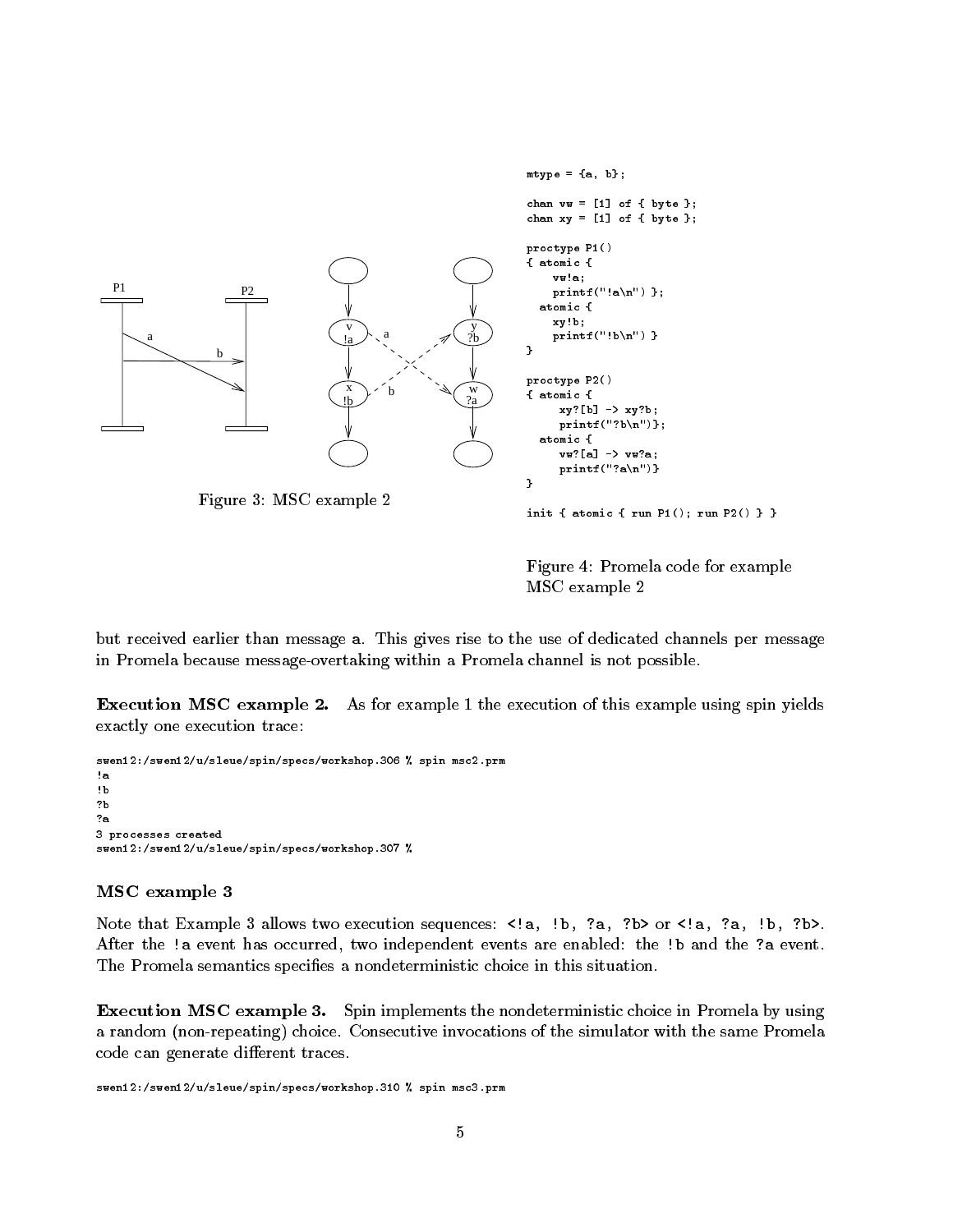```
mtype = {a, b};

chan vw = [1] of { byte };
chan xy = [1] of { byte };

proctype P1()
{ atomic {
    vw!a;
    printf("!a\n") };
  atomic {
    xy!b;
    printf("!b\n") }
}

proctype P2()
{ atomic {
     xy?[b] -> xy?b;
     printf("?b\n")};
  atomic {
     vw?[a] -> vw?a;
     printf("?a\n")}
}

init { atomic { run P1(); run P2() } }
```

Figure 3: MSC example 2

Figure 4: Promela code for example MSC example 2

but received earlier than message a. This gives rise to the use of dedicated channels per message in Promela because message-overtaking within a Promela channel is not possible.

**Execution MSC example 2.** As for example 1 the execution of this example using spin yields exactly one execution trace:

```
swen12:/swen12/u/sleue/spin/specs/workshop.306 % spin msc2.prm
!a
!b
?b
?a
3 processes created
swen12:/swen12/u/sleue/spin/specs/workshop.307 %
```

### MSC example 3

Note that Example 3 allows two execution sequences: <!a, !b, ?a, ?b> or <!a, ?a, !b, ?b>. After the !a event has occurred, two independent events are enabled: the !b and the ?a event. The Promela semantics specifies a nondeterministic choice in this situation.

**Execution MSC example 3.** Spin implements the nondeterministic choice in Promela by using a random (non-repeating) choice. Consecutive invocations of the simulator with the same Promela code can generate different traces.

```
swen12:/swen12/u/sleue/spin/specs/workshop.310 % spin msc3.prm
```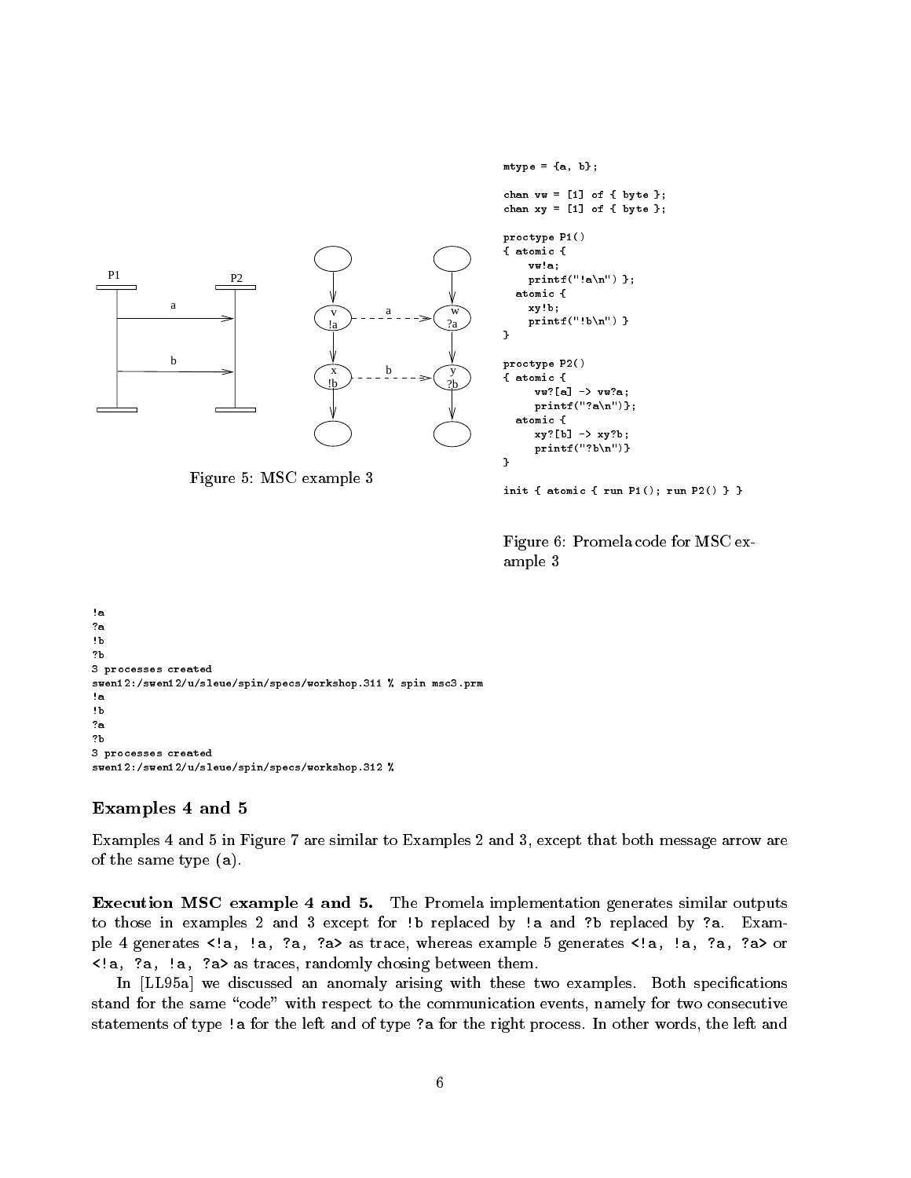Figure 5: MSC example 3

```
mtype = {a, b};

chan vw = [1] of { byte };
chan xy = [1] of { byte };

proctype P1()
{ atomic {
     vw!a;
     printf("!a\n") };
  atomic {
     xy!b;
     printf("!b\n") }
}

proctype P2()
{ atomic {
      vw?[a] -> vw?a;
      printf("?a\n")};
  atomic {
      xy?[b] -> xy?b;
      printf("?b\n")}
}

init { atomic { run P1(); run P2() } }
```

Figure 6: Promela code for MSC example 3

```
!a
?a
!b
?b
3 processes created
swen12:/swen12/u/sleue/spin/specs/workshop.311 % spin msc3.prm
!a
!b
?a
?b
3 processes created
swen12:/swen12/u/sleue/spin/specs/workshop.312 %
```

### Examples 4 and 5

Examples 4 and 5 in Figure 7 are similar to Examples 2 and 3, except that both message arrow are of the same type (a).

**Execution MSC example 4 and 5.** The Promela implementation generates similar outputs to those in examples 2 and 3 except for `!b` replaced by `!a` and `?b` replaced by `?a`. Example 4 generates `<!a, !a, ?a, ?a>` as trace, whereas example 5 generates `<!a, !a, ?a, ?a>` or `<!a, ?a, !a, ?a>` as traces, randomly chosing between them.

In [LL95a] we discussed an anomaly arising with these two examples. Both specifications stand for the same "code" with respect to the communication events, namely for two consecutive statements of type `!a` for the left and of type `?a` for the right process. In other words, the left and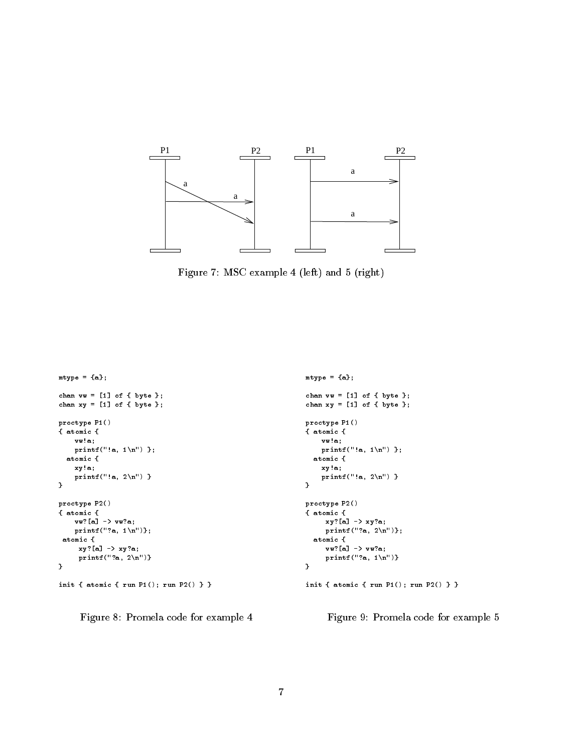Figure 7: MSC example 4 (left) and 5 (right)

```
mtype = {a};

chan vw = [1] of { byte };
chan xy = [1] of { byte };

proctype P1()
{ atomic {
    vw!a;
    printf("!a, 1\n") };
  atomic {
    xy!a;
    printf("!a, 2\n") }
}

proctype P2()
{ atomic {
    vw?[a] -> vw?a;
    printf("?a, 1\n")};
 atomic {
     xy?[a] -> xy?a;
     printf("?a, 2\n")}
}

init { atomic { run P1(); run P2() } }
```

Figure 8: Promela code for example 4

```
mtype = {a};

chan vw = [1] of { byte };
chan xy = [1] of { byte };

proctype P1()
{ atomic {
    vw!a;
    printf("!a, 1\n") };
  atomic {
    xy!a;
    printf("!a, 2\n") }
}

proctype P2()
{ atomic {
     xy?[a] -> xy?a;
     printf("?a, 2\n")};
  atomic {
     vw?[a] -> vw?a;
     printf("?a, 1\n")}
}

init { atomic { run P1(); run P2() } }
```

Figure 9: Promela code for example 5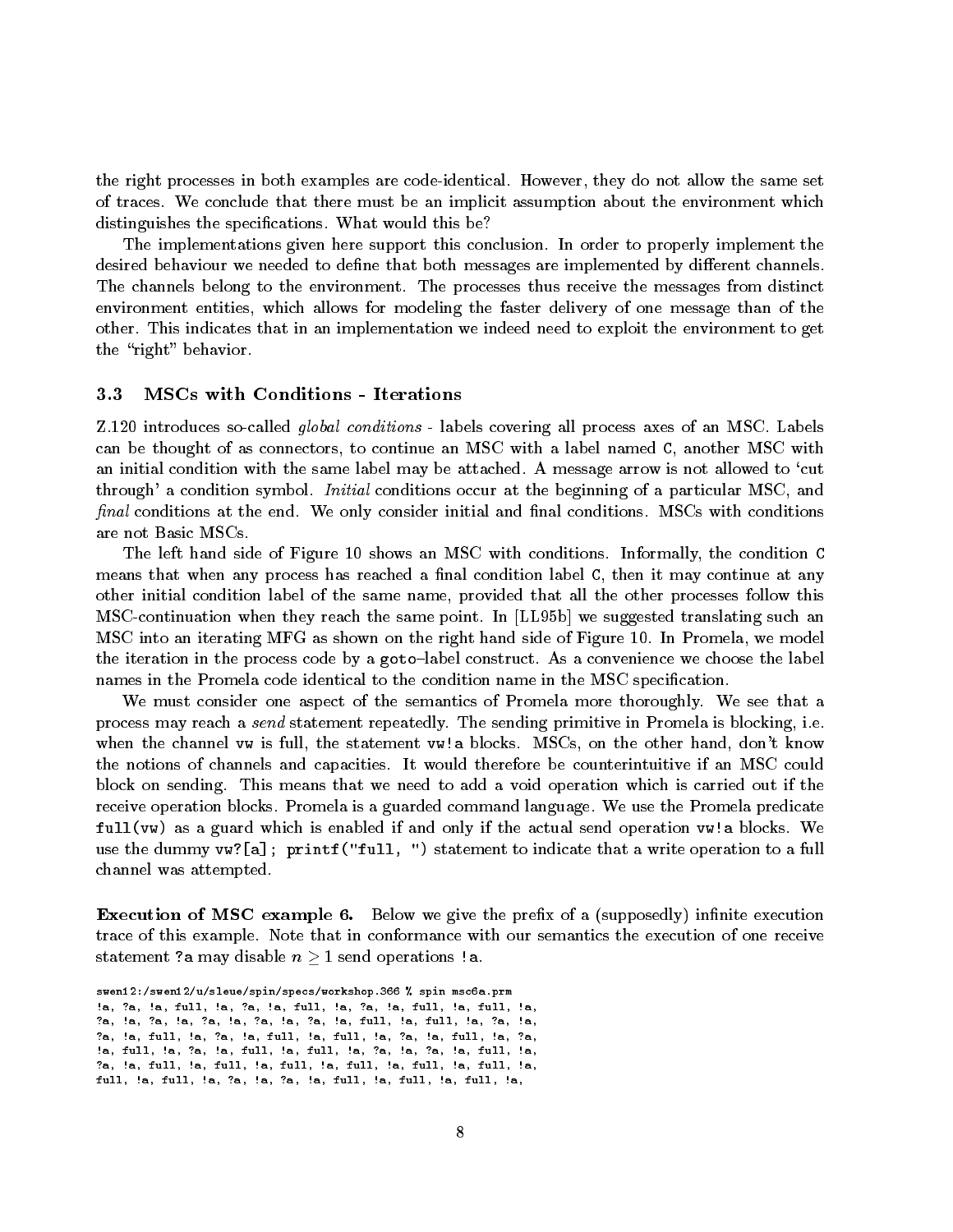the right processes in both examples are code-identical. However, they do not allow the same set of traces. We conclude that there must be an implicit assumption about the environment which distinguishes the specifications. What would this be?

The implementations given here support this conclusion. In order to properly implement the desired behaviour we needed to define that both messages are implemented by different channels. The channels belong to the environment. The processes thus receive the messages from distinct environment entities, which allows for modeling the faster delivery of one message than of the other. This indicates that in an implementation we indeed need to exploit the environment to get the "right" behavior.

### 3.3 MSCs with Conditions - Iterations

Z.120 introduces so-called *global conditions* - labels covering all process axes of an MSC. Labels can be thought of as connectors, to continue an MSC with a label named C, another MSC with an initial condition with the same label may be attached. A message arrow is not allowed to 'cut through' a condition symbol. *Initial* conditions occur at the beginning of a particular MSC, and *final* conditions at the end. We only consider initial and final conditions. MSCs with conditions are not Basic MSCs.

The left hand side of Figure 10 shows an MSC with conditions. Informally, the condition C means that when any process has reached a final condition label C, then it may continue at any other initial condition label of the same name, provided that all the other processes follow this MSC-continuation when they reach the same point. In [LL95b] we suggested translating such an MSC into an iterating MFG as shown on the right hand side of Figure 10. In Promela, we model the iteration in the process code by a goto–label construct. As a convenience we choose the label names in the Promela code identical to the condition name in the MSC specification.

We must consider one aspect of the semantics of Promela more thoroughly. We see that a process may reach a *send* statement repeatedly. The sending primitive in Promela is blocking, i.e. when the channel vw is full, the statement vw!a blocks. MSCs, on the other hand, don't know the notions of channels and capacities. It would therefore be counterintuitive if an MSC could block on sending. This means that we need to add a void operation which is carried out if the receive operation blocks. Promela is a guarded command language. We use the Promela predicate full(vw) as a guard which is enabled if and only if the actual send operation vw!a blocks. We use the dummy vw?[a]; printf("full, ") statement to indicate that a write operation to a full channel was attempted.

**Execution of MSC example 6.** Below we give the prefix of a (supposedly) infinite execution trace of this example. Note that in conformance with our semantics the execution of one receive statement ?a may disable $n \geq 1$ send operations !a.

```
swen12:/swen12/u/sleue/spin/specs/workshop.366 % spin msc6a.prm
!a, ?a, !a, full, !a, ?a, !a, full, !a, ?a, !a, full, !a, full, !a,
?a, !a, ?a, !a, ?a, !a, ?a, !a, ?a, !a, full, !a, full, !a, ?a, !a,
?a, !a, full, !a, ?a, !a, full, !a, full, !a, ?a, !a, full, !a, ?a,
!a, full, !a, ?a, !a, full, !a, full, !a, ?a, !a, ?a, !a, full, !a,
?a, !a, full, !a, full, !a, full, !a, full, !a, full, !a, full, !a,
full, !a, full, !a, ?a, !a, ?a, !a, full, !a, full, !a, full, !a,
```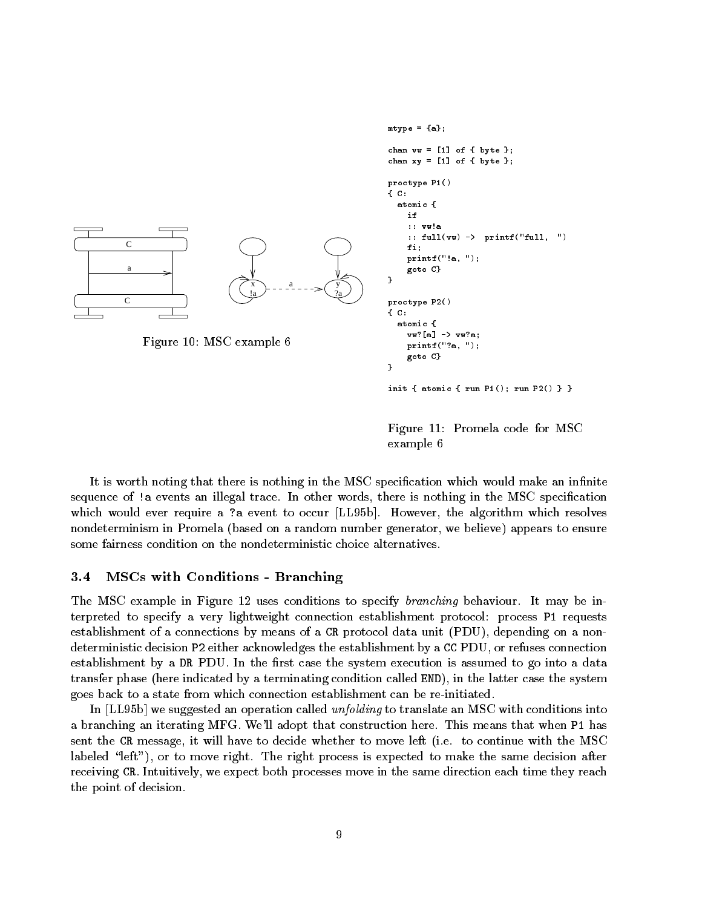```
mtype = {a};

chan vw = [1] of { byte };
chan xy = [1] of { byte };

proctype P1()
{ C:
  atomic {
    if
    :: vw!a
    :: full(vw) ->  printf("full, ")
    fi;
    printf("!a, ");
    goto C}
}

proctype P2()
{ C:
  atomic {
    vw?[a] -> vw?a;
    printf("?a, ");
    goto C}
}

init { atomic { run P1(); run P2() } }
```

Figure 10: MSC example 6

Figure 11: Promela code for MSC example 6

It is worth noting that there is nothing in the MSC specification which would make an infinite sequence of `!a` events an illegal trace. In other words, there is nothing in the MSC specification which would ever require a `?a` event to occur [LL95b]. However, the algorithm which resolves nondeterminism in Promela (based on a random number generator, we believe) appears to ensure some fairness condition on the nondeterministic choice alternatives.

### 3.4 MSCs with Conditions - Branching

The MSC example in Figure 12 uses conditions to specify *branching* behaviour. It may be interpreted to specify a very lightweight connection establishment protocol: process `P1` requests establishment of a connections by means of a `CR` protocol data unit (PDU), depending on a nondeterministic decision `P2` either acknowledges the establishment by a `CC` PDU, or refuses connection establishment by a `DR` PDU. In the first case the system execution is assumed to go into a data transfer phase (here indicated by a terminating condition called `END`), in the latter case the system goes back to a state from which connection establishment can be re-initiated.

In [LL95b] we suggested an operation called *unfolding* to translate an MSC with conditions into a branching an iterating MFG. We'll adopt that construction here. This means that when `P1` has sent the `CR` message, it will have to decide whether to move left (i.e. to continue with the MSC labeled "left"), or to move right. The right process is expected to make the same decision after receiving `CR`. Intuitively, we expect both processes move in the same direction each time they reach the point of decision.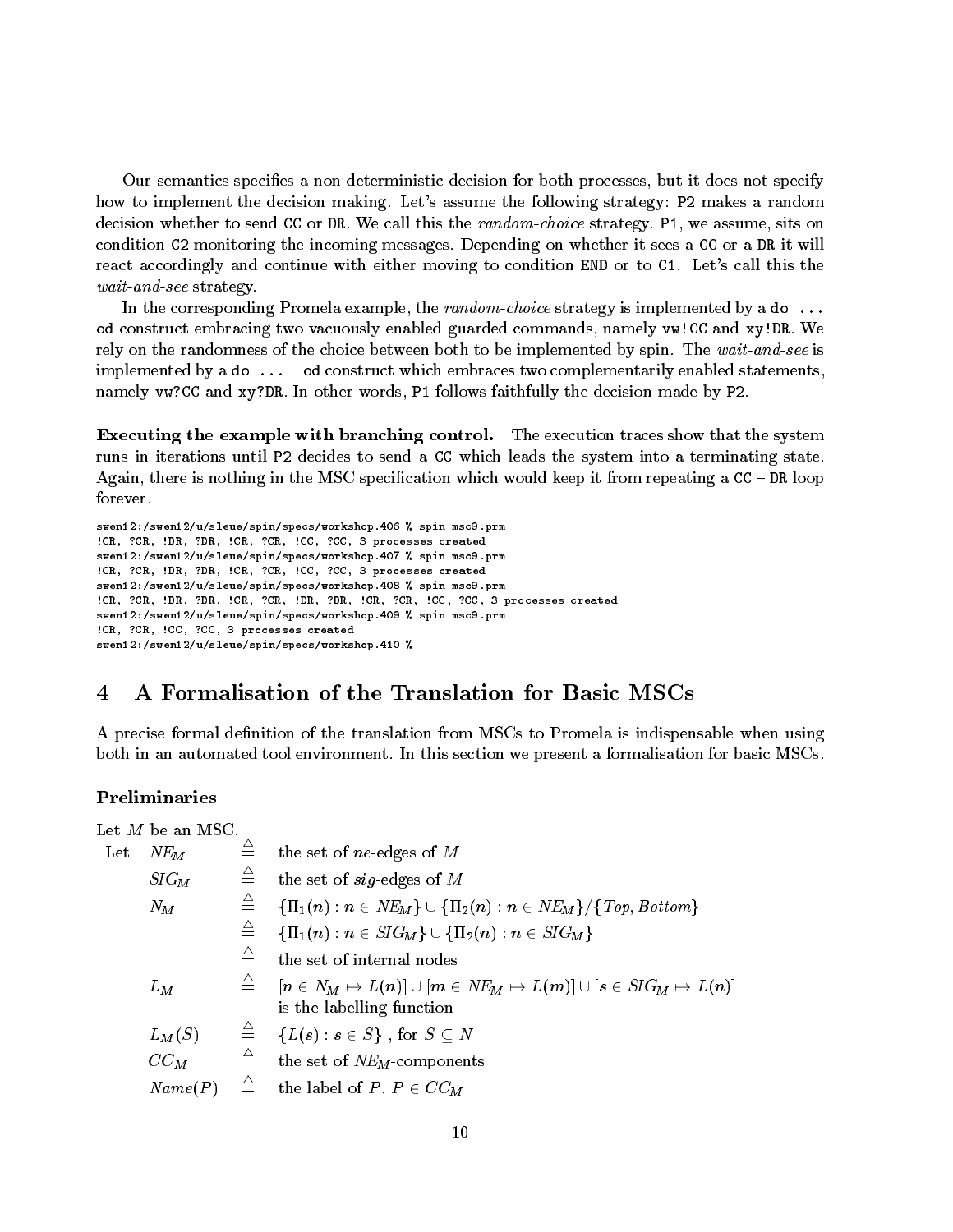Our semantics specifies a non-deterministic decision for both processes, but it does not specify how to implement the decision making. Let's assume the following strategy: P2 makes a random decision whether to send CC or DR. We call this the *random-choice* strategy. P1, we assume, sits on condition C2 monitoring the incoming messages. Depending on whether it sees a CC or a DR it will react accordingly and continue with either moving to condition END or to C1. Let's call this the *wait-and-see* strategy.

In the corresponding Promela example, the *random-choice* strategy is implemented by a do ... od construct embracing two vacuously enabled guarded commands, namely vw!CC and xy!DR. We rely on the randomness of the choice between both to be implemented by spin. The *wait-and-see* is implemented by a do ... od construct which embraces two complementarily enabled statements, namely vw?CC and xy?DR. In other words, P1 follows faithfully the decision made by P2.

**Executing the example with branching control.** The execution traces show that the system runs in iterations until P2 decides to send a CC which leads the system into a terminating state. Again, there is nothing in the MSC specification which would keep it from repeating a CC – DR loop forever.

```
swen12:/swen12/u/sleue/spin/specs/workshop.406 % spin msc9.prm
!CR, ?CR, !DR, ?DR, !CR, ?CR, !CC, ?CC, 3 processes created
swen12:/swen12/u/sleue/spin/specs/workshop.407 % spin msc9.prm
!CR, ?CR, !DR, ?DR, !CR, ?CR, !CC, ?CC, 3 processes created
swen12:/swen12/u/sleue/spin/specs/workshop.408 % spin msc9.prm
!CR, ?CR, !DR, ?DR, !CR, ?CR, !DR, ?DR, !CR, ?CR, !CC, ?CC, 3 processes created
swen12:/swen12/u/sleue/spin/specs/workshop.409 % spin msc9.prm
!CR, ?CR, !CC, ?CC, 3 processes created
swen12:/swen12/u/sleue/spin/specs/workshop.410 %
```

## 4 A Formalisation of the Translation for Basic MSCs

A precise formal definition of the translation from MSCs to Promela is indispensable when using both in an automated tool environment. In this section we present a formalisation for basic MSCs.

### Preliminaries

Let $M$ be an MSC.

| Let | | | |
|---|---|---|---|
| | $NE_M$ | $\triangleq$ | the set of *ne*-edges of $M$ |
| | $SIG_M$ | $\triangleq$ | the set of *sig*-edges of $M$ |
| | $N_M$ | $\triangleq$ | $\{\Pi_1(n) : n \in NE_M\} \cup \{\Pi_2(n) : n \in NE_M\} / \{Top, Bottom\}$ |
| | | $\triangleq$ | $\{\Pi_1(n) : n \in SIG_M\} \cup \{\Pi_2(n) : n \in SIG_M\}$ |
| | | $\triangleq$ | the set of internal nodes |
| | $L_M$ | $\triangleq$ | $[n \in N_M \mapsto L(n)] \cup [m \in NE_M \mapsto L(m)] \cup [s \in SIG_M \mapsto L(n)]$ is the labelling function |
| | $L_M(S)$ | $\triangleq$ | $\{L(s) : s \in S\}$ , for $S \subseteq N$ |
| | $CC_M$ | $\triangleq$ | the set of $NE_M$-components |
| | $Name(P)$ | $\triangleq$ | the label of $P$, $P \in CC_M$ |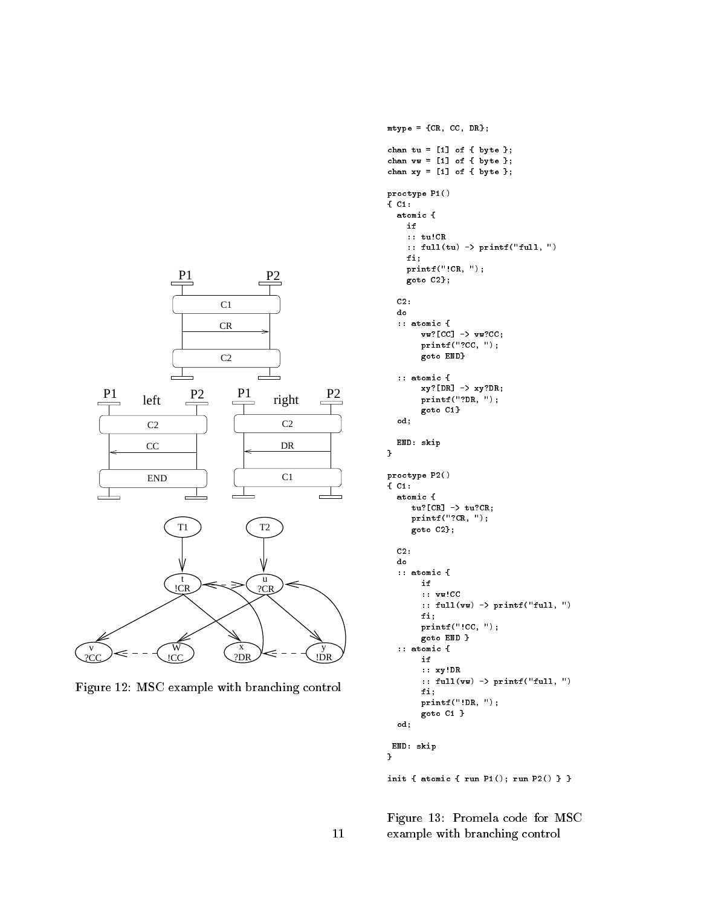Figure 12: MSC example with branching control

```
mtype = {CR, CC, DR};

chan tu = [1] of { byte };
chan vw = [1] of { byte };
chan xy = [1] of { byte };

proctype P1()
{ C1:
  atomic {
    if
    :: tu!CR
    :: full(tu) -> printf("full, ")
    fi;
    printf("!CR, ");
    goto C2};

  C2:
  do
  :: atomic {
       vw?[CC] -> vw?CC;
       printf("?CC, ");
       goto END}

  :: atomic {
       xy?[DR] -> xy?DR;
       printf("?DR, ");
       goto C1}
  od;

  END: skip
}

proctype P2()
{ C1:
  atomic {
     tu?[CR] -> tu?CR;
     printf("?CR, ");
     goto C2};

  C2:
  do
  :: atomic {
       if
       :: vw!CC
       :: full(vw) -> printf("full, ")
       fi;
       printf("!CC, ");
       goto END }
  :: atomic {
       if
       :: xy!DR
       :: full(vw) -> printf("full, ")
       fi;
       printf("!DR, ");
       goto C1 }
  od;

 END: skip
}

init { atomic { run P1(); run P2() } }
```

Figure 13: Promela code for MSC example with branching control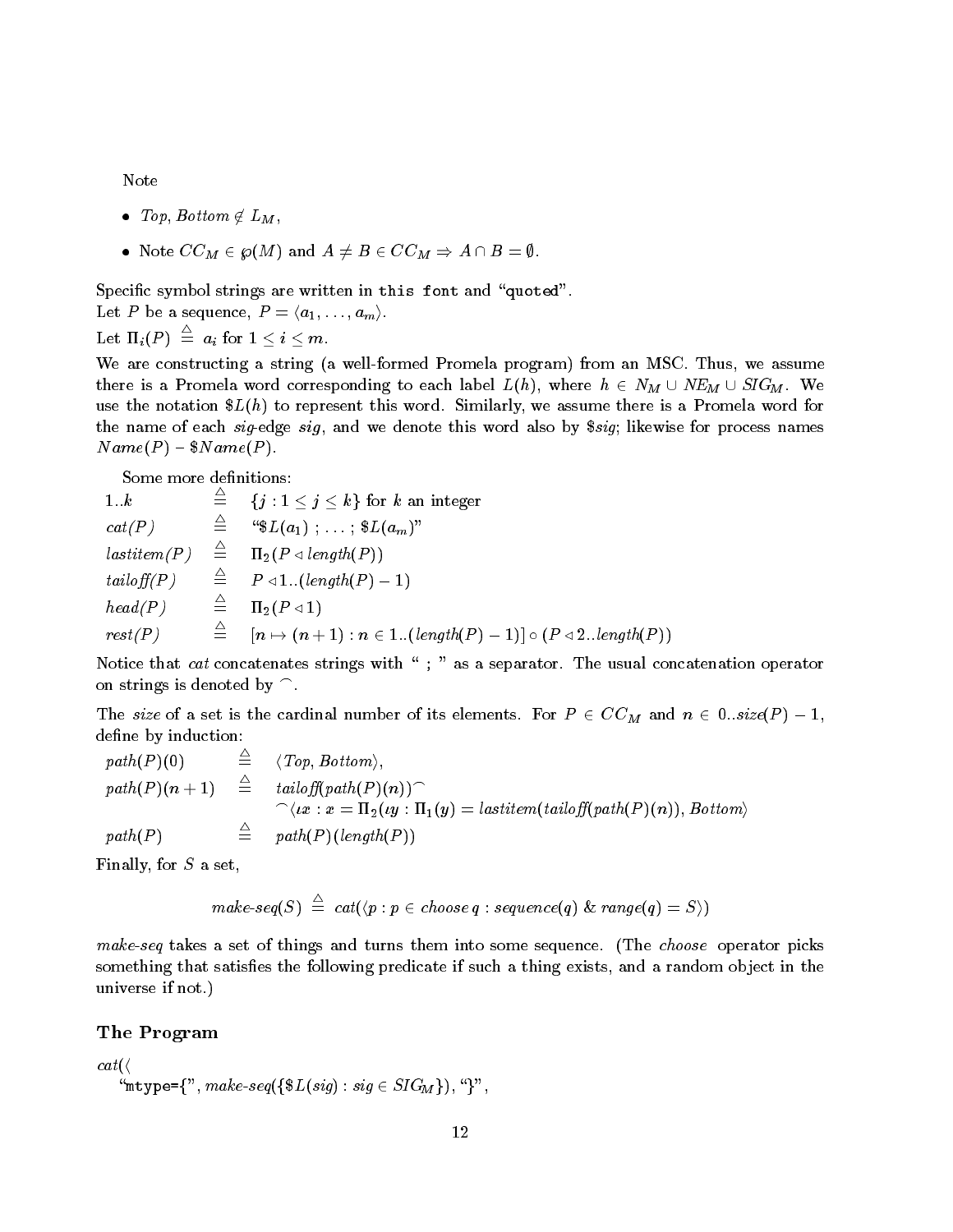Note

- *Top*, *Bottom* $\notin L_M$,
- Note $CC_M \in \wp(M)$ and $A \neq B \in CC_M \Rightarrow A \cap B = \emptyset$.

Specific symbol strings are written in `this font` and "quoted".
Let $P$ be a sequence, $P = \langle a_1, \ldots, a_m \rangle$.
Let $\Pi_i(P) \triangleq a_i$ for $1 \leq i \leq m$.
We are constructing a string (a well-formed Promela program) from an MSC. Thus, we assume there is a Promela word corresponding to each label $L(h)$, where $h \in N_M \cup NE_M \cup SIG_M$. We use the notation $\$L(h)$ to represent this word. Similarly, we assume there is a Promela word for the name of each *sig*-edge *sig*, and we denote this word also by $\$sig$; likewise for process names $Name(P)$ – $\$Name(P)$.

Some more definitions:

$$1..k \triangleq \{j : 1 \leq j \leq k\} \text{ for } k \text{ an integer}$$

$$cat(P) \triangleq \text{“}\$L(a_1) \; ; \ldots ; \; \$L(a_m)\text{”}$$

$$lastitem(P) \triangleq \Pi_2(P \lhd length(P))$$

$$tailoff(P) \triangleq P \lhd 1..(length(P) - 1)$$

$$head(P) \triangleq \Pi_2(P \lhd 1)$$

$$rest(P) \triangleq [n \mapsto (n+1) : n \in 1..(length(P) - 1)] \circ (P \lhd 2..length(P))$$

Notice that *cat* concatenates strings with " ; " as a separator. The usual concatenation operator on strings is denoted by $\frown$.

The *size* of a set is the cardinal number of its elements. For $P \in CC_M$ and $n \in 0..size(P) - 1$, define by induction:

$$path(P)(0) \triangleq \langle Top, Bottom \rangle,$$

$$path(P)(n+1) \triangleq tailoff(path(P)(n))^\frown$$
$$^\frown\langle \iota x : x = \Pi_2(\iota y : \Pi_1(y) = lastitem(tailoff(path(P)(n)), Bottom\rangle$$

$$path(P) \triangleq path(P)(length(P))$$

Finally, for $S$ a set,

$$make\text{-}seq(S) \triangleq cat(\langle p : p \in choose\, q : sequence(q) \;\&\; range(q) = S \rangle)$$

*make-seq* takes a set of things and turns them into some sequence. (The *choose* operator picks something that satisfies the following predicate if such a thing exists, and a random object in the universe if not.)

## The Program

$cat(\langle$
"`mtype={`", $make\text{-}seq(\{\$L(sig) : sig \in SIG_M\})$, "`}`",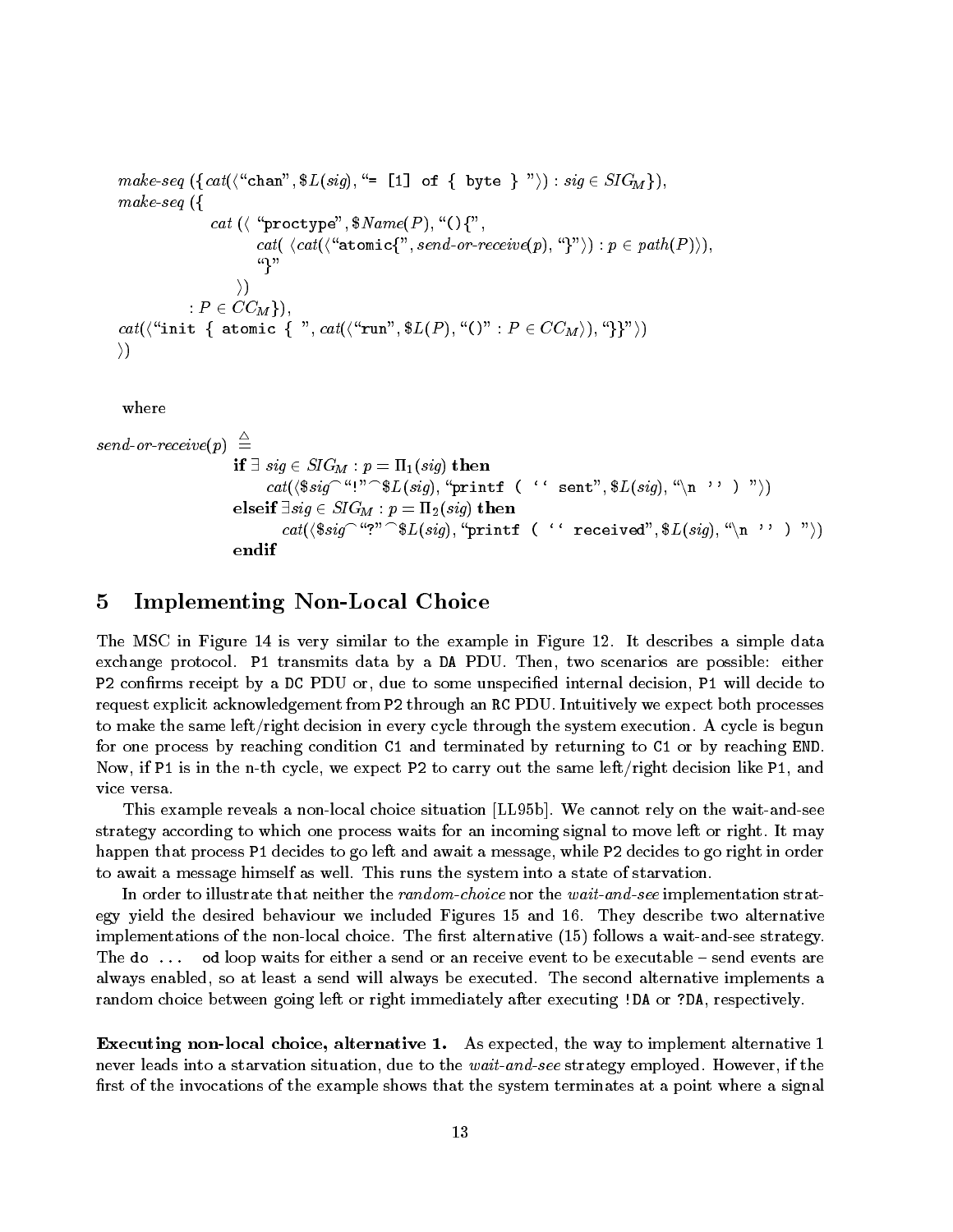$make\text{-}seq$ ({ $cat$(⟨"chan", \$$L(sig)$, "= [1] of { byte } "⟩) : $sig \in SIG_M$}),
$make\text{-}seq$ ({
    $cat$ (⟨ "proctype", \$$Name(P)$, "(){",
        $cat$( ⟨$cat$(⟨"atomic{", $send\text{-}or\text{-}receive(p)$, "}"⟩) : $p \in path(P)$⟩),
        "}"
    ⟩)
  : $P \in CC_M$}),
$cat$(⟨"init { atomic { ", $cat$(⟨"run", \$$L(P)$, "()" : $P \in CC_M$⟩), "}}"⟩)
⟩)

where

$send\text{-}or\text{-}receive(p) \triangleq$
  **if** $\exists\ sig \in SIG_M : p = \Pi_1(sig)$ **then**
    $cat$(⟨\$$sig$⌢"!"⌢\$$L(sig)$, "printf ( ‘‘ sent", \$$L(sig)$, "\n ’’ ) "⟩)
  **elseif** $\exists sig \in SIG_M : p = \Pi_2(sig)$ **then**
    $cat$(⟨\$$sig$⌢"?"⌢\$$L(sig)$, "printf ( ‘‘ received", \$$L(sig)$, "\n ’’ ) "⟩)
  **endif**

## 5 Implementing Non-Local Choice

The MSC in Figure 14 is very similar to the example in Figure 12. It describes a simple data exchange protocol. P1 transmits data by a DA PDU. Then, two scenarios are possible: either P2 confirms receipt by a DC PDU or, due to some unspecified internal decision, P1 will decide to request explicit acknowledgement from P2 through an RC PDU. Intuitively we expect both processes to make the same left/right decision in every cycle through the system execution. A cycle is begun for one process by reaching condition C1 and terminated by returning to C1 or by reaching END. Now, if P1 is in the n-th cycle, we expect P2 to carry out the same left/right decision like P1, and vice versa.

This example reveals a non-local choice situation [LL95b]. We cannot rely on the wait-and-see strategy according to which one process waits for an incoming signal to move left or right. It may happen that process P1 decides to go left and await a message, while P2 decides to go right in order to await a message himself as well. This runs the system into a state of starvation.

In order to illustrate that neither the *random-choice* nor the *wait-and-see* implementation strategy yield the desired behaviour we included Figures 15 and 16. They describe two alternative implementations of the non-local choice. The first alternative (15) follows a wait-and-see strategy. The `do ... od` loop waits for either a send or an receive event to be executable – send events are always enabled, so at least a send will always be executed. The second alternative implements a random choice between going left or right immediately after executing `!DA` or `?DA`, respectively.

**Executing non-local choice, alternative 1.** As expected, the way to implement alternative 1 never leads into a starvation situation, due to the *wait-and-see* strategy employed. However, if the first of the invocations of the example shows that the system terminates at a point where a signal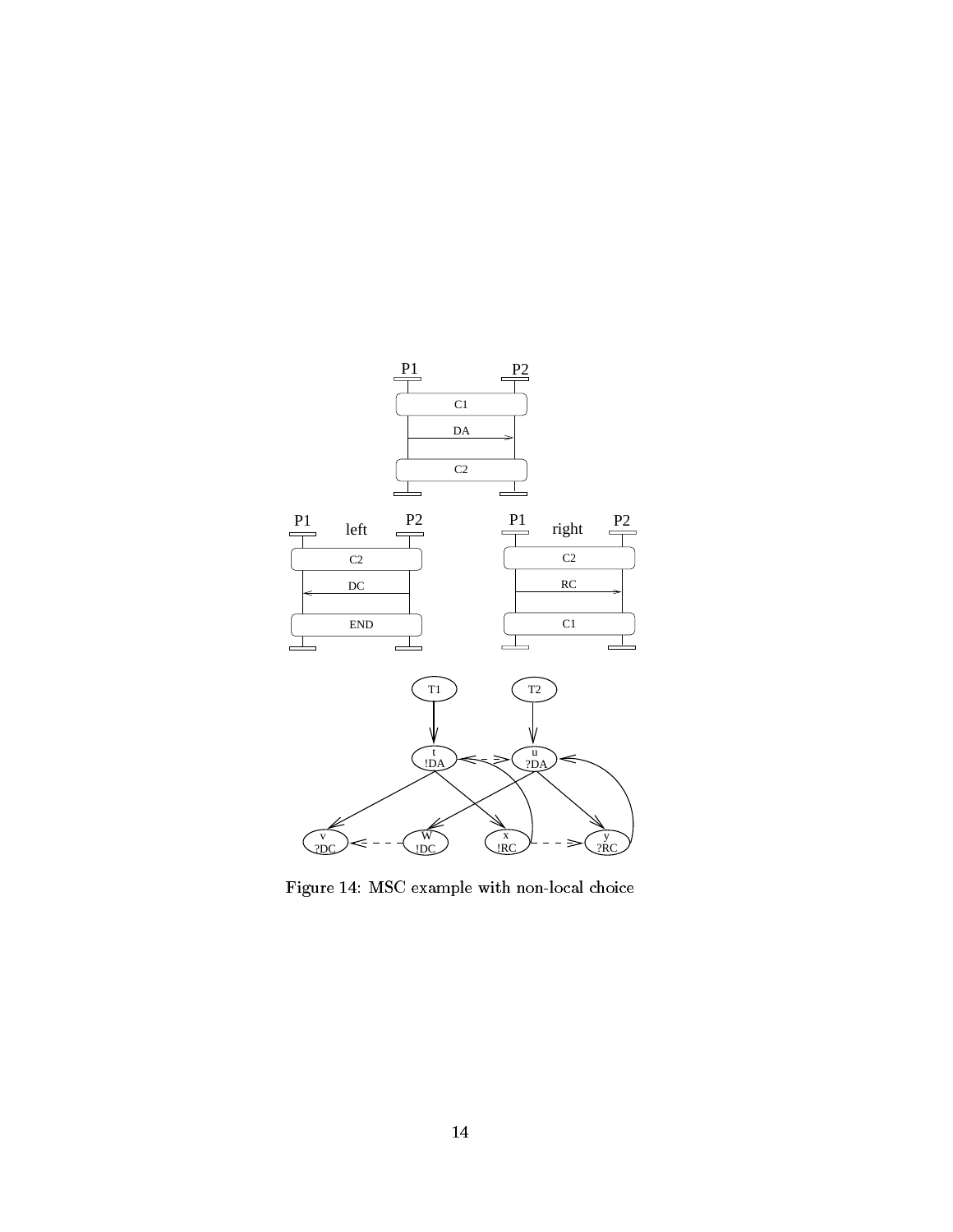Figure 14: MSC example with non-local choice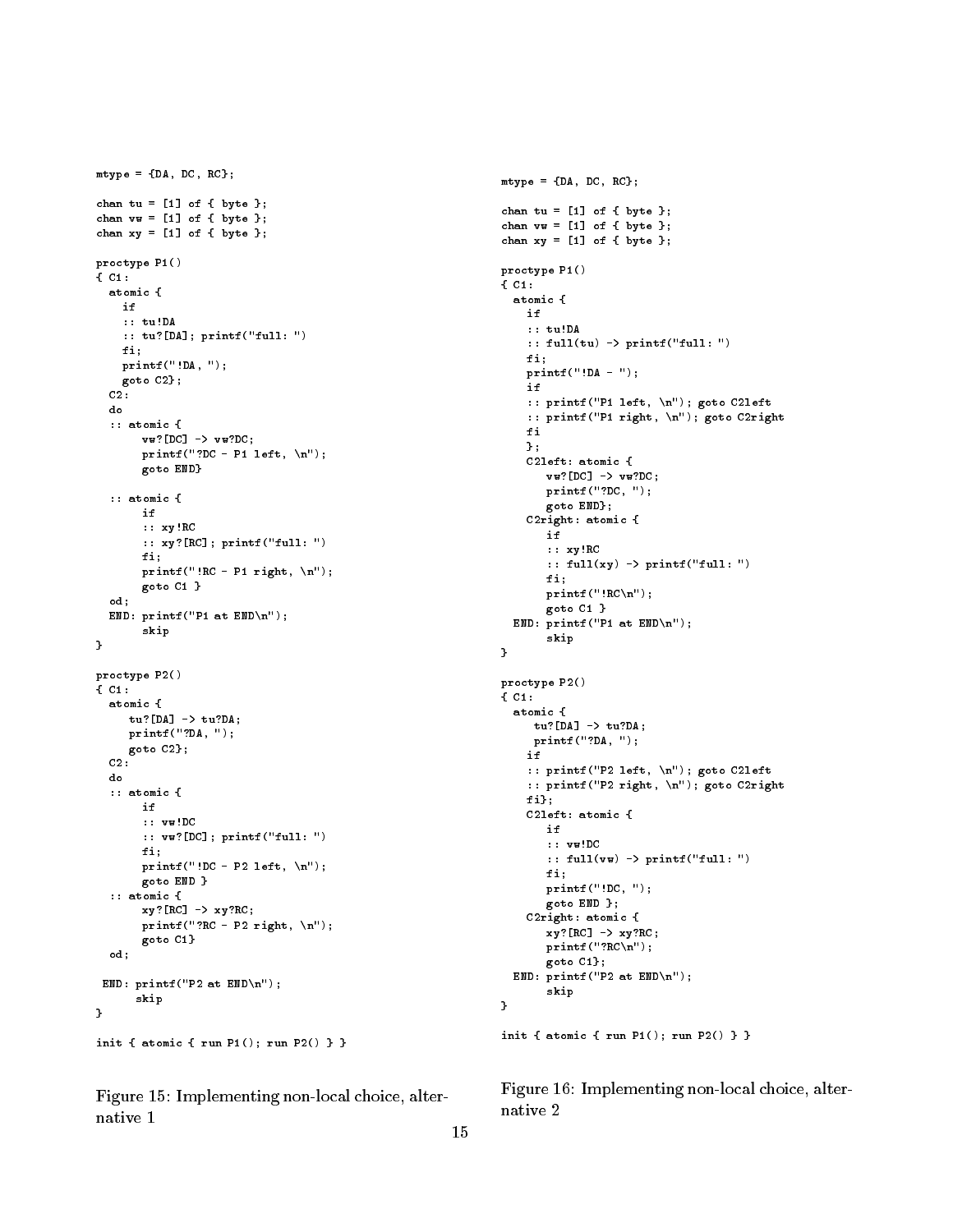```
mtype = {DA, DC, RC};

chan tu = [1] of { byte };
chan vw = [1] of { byte };
chan xy = [1] of { byte };

proctype P1()
{ C1:
  atomic {
    if
    :: tu!DA
    :: tu?[DA]; printf("full: ")
    fi;
    printf("!DA, ");
    goto C2};
  C2:
  do
  :: atomic {
       vw?[DC] -> vw?DC;
       printf("?DC - P1 left, \n");
       goto END}

  :: atomic {
       if
       :: xy!RC
       :: xy?[RC]; printf("full: ")
       fi;
       printf("!RC - P1 right, \n");
       goto C1 }
  od;
  END: printf("P1 at END\n");
       skip
}

proctype P2()
{ C1:
  atomic {
     tu?[DA] -> tu?DA;
     printf("?DA, ");
     goto C2};
  C2:
  do
  :: atomic {
       if
       :: vw!DC
       :: vw?[DC]; printf("full: ")
       fi;
       printf("!DC - P2 left, \n");
       goto END }
  :: atomic {
       xy?[RC] -> xy?RC;
       printf("?RC - P2 right, \n");
       goto C1}
  od;

 END: printf("P2 at END\n");
      skip
}

init { atomic { run P1(); run P2() } }
```

Figure 15: Implementing non-local choice, alternative 1

```
mtype = {DA, DC, RC};

chan tu = [1] of { byte };
chan vw = [1] of { byte };
chan xy = [1] of { byte };

proctype P1()
{ C1:
  atomic {
    if
    :: tu!DA
    :: full(tu) -> printf("full: ")
    fi;
    printf("!DA - ");
    if
    :: printf("P1 left, \n"); goto C2left
    :: printf("P1 right, \n"); goto C2right
    fi
    };
    C2left: atomic {
       vw?[DC] -> vw?DC;
       printf("?DC, ");
       goto END};
    C2right: atomic {
       if
       :: xy!RC
       :: full(xy) -> printf("full: ")
       fi;
       printf("!RC\n");
       goto C1 }
  END: printf("P1 at END\n");
       skip
}

proctype P2()
{ C1:
  atomic {
     tu?[DA] -> tu?DA;
     printf("?DA, ");
    if
    :: printf("P2 left, \n"); goto C2left
    :: printf("P2 right, \n"); goto C2right
    fi};
    C2left: atomic {
       if
       :: vw!DC
       :: full(vw) -> printf("full: ")
       fi;
       printf("!DC, ");
       goto END };
    C2right: atomic {
       xy?[RC] -> xy?RC;
       printf("?RC\n");
       goto C1};
  END: printf("P2 at END\n");
       skip
}

init { atomic { run P1(); run P2() } }
```

Figure 16: Implementing non-local choice, alternative 2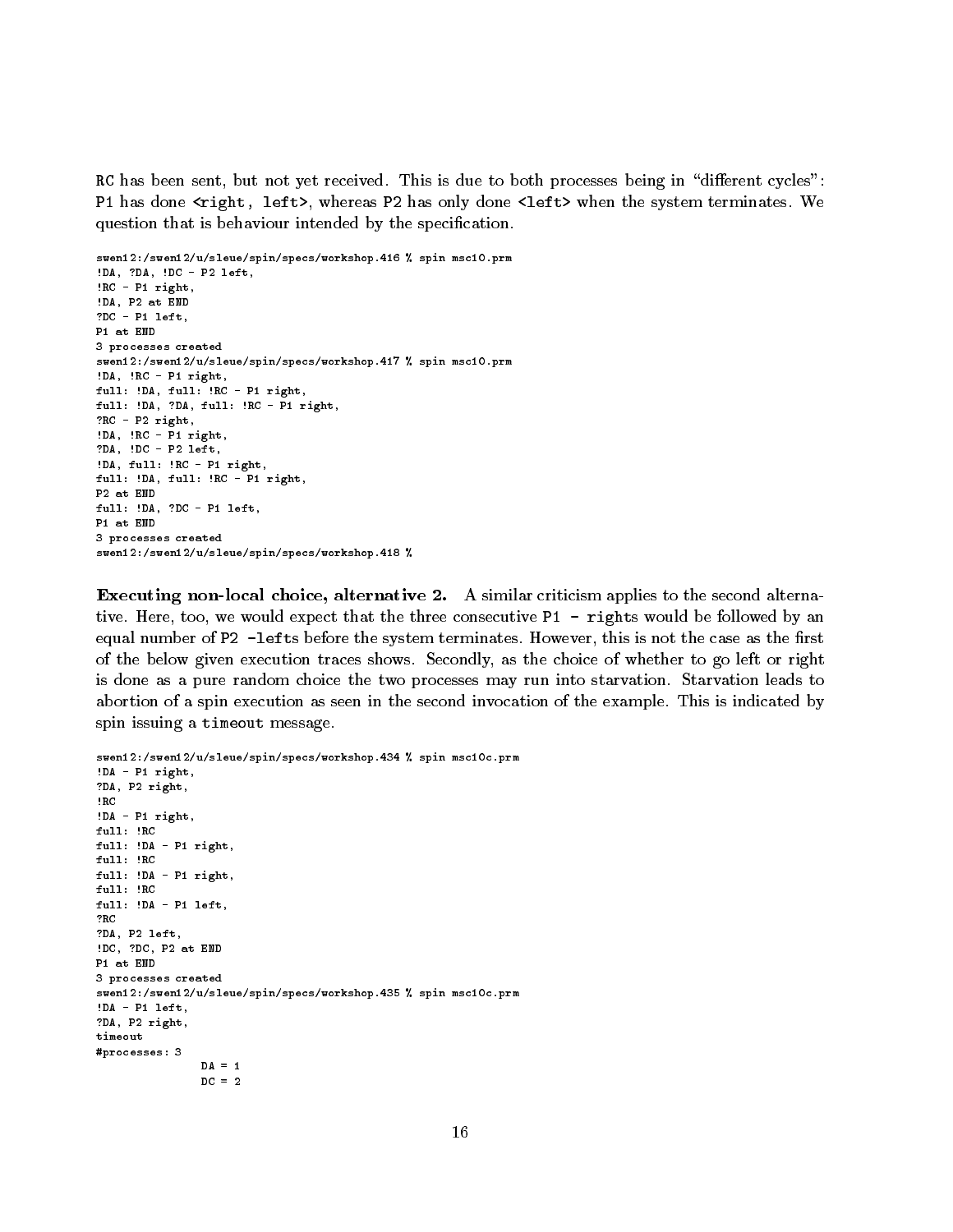RC has been sent, but not yet received. This is due to both processes being in "different cycles": P1 has done `<right, left>`, whereas P2 has only done `<left>` when the system terminates. We question that is behaviour intended by the specification.

```
swen12:/swen12/u/sleue/spin/specs/workshop.416 % spin msc10.prm
!DA, ?DA, !DC - P2 left,
!RC - P1 right,
!DA, P2 at END
?DC - P1 left,
P1 at END
3 processes created
swen12:/swen12/u/sleue/spin/specs/workshop.417 % spin msc10.prm
!DA, !RC - P1 right,
full: !DA, full: !RC - P1 right,
full: !DA, ?DA, full: !RC - P1 right,
?RC - P2 right,
!DA, !RC - P1 right,
?DA, !DC - P2 left,
!DA, full: !RC - P1 right,
full: !DA, full: !RC - P1 right,
P2 at END
full: !DA, ?DC - P1 left,
P1 at END
3 processes created
swen12:/swen12/u/sleue/spin/specs/workshop.418 %
```

**Executing non-local choice, alternative 2.** A similar criticism applies to the second alternative. Here, too, we would expect that the three consecutive `P1 - right`s would be followed by an equal number of `P2 -left`s before the system terminates. However, this is not the case as the first of the below given execution traces shows. Secondly, as the choice of whether to go left or right is done as a pure random choice the two processes may run into starvation. Starvation leads to abortion of a spin execution as seen in the second invocation of the example. This is indicated by spin issuing a `timeout` message.

```
swen12:/swen12/u/sleue/spin/specs/workshop.434 % spin msc10c.prm
!DA - P1 right,
?DA, P2 right,
!RC
!DA - P1 right,
full: !RC
full: !DA - P1 right,
full: !RC
full: !DA - P1 right,
full: !RC
full: !DA - P1 left,
?RC
?DA, P2 left,
!DC, ?DC, P2 at END
P1 at END
3 processes created
swen12:/swen12/u/sleue/spin/specs/workshop.435 % spin msc10c.prm
!DA - P1 left,
?DA, P2 right,
timeout
#processes: 3
                DA = 1
                DC = 2
```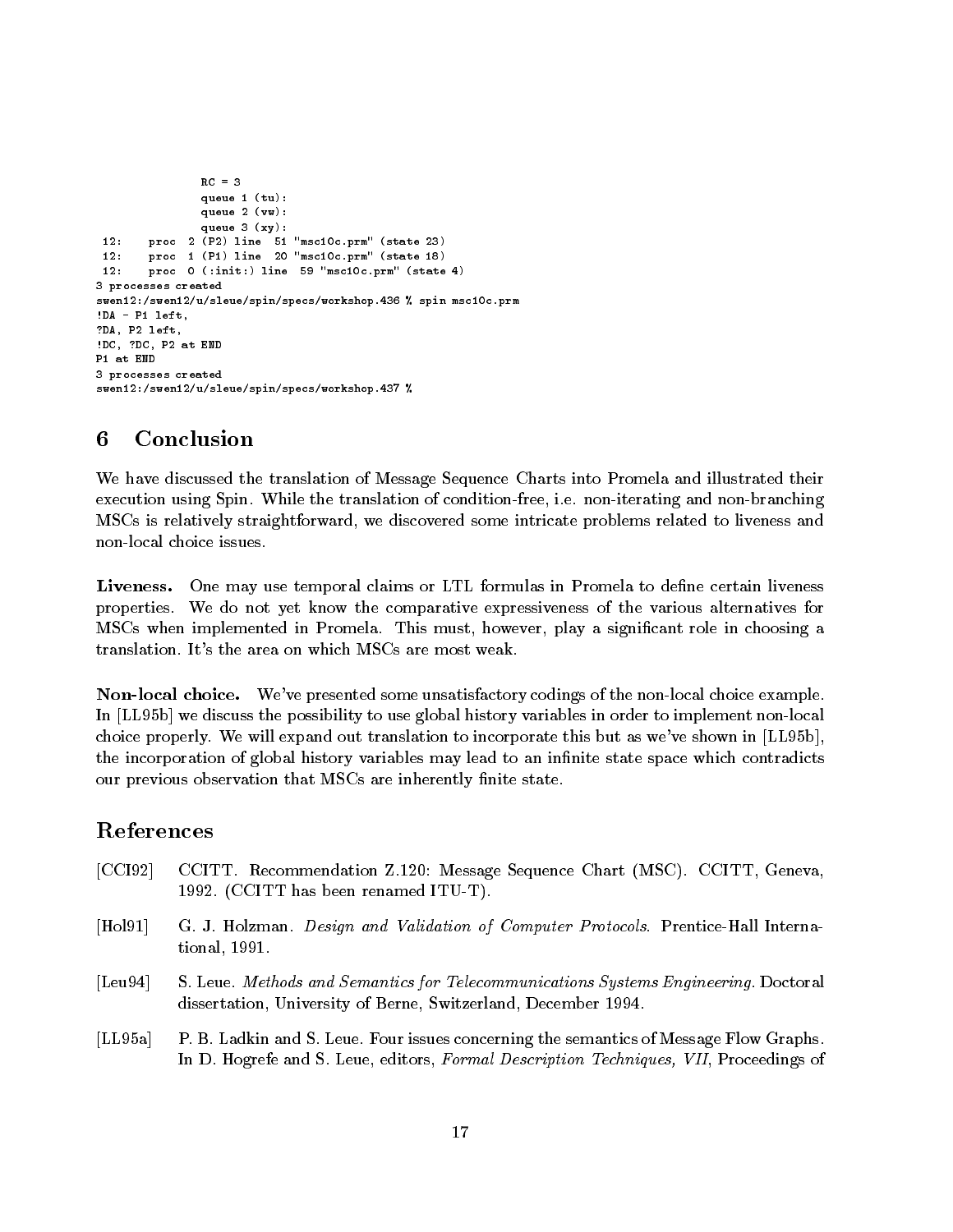```
                RC = 3
                queue 1 (tu):
                queue 2 (vw):
                queue 3 (xy):
 12:    proc  2 (P2) line  51 "msc10c.prm" (state 23)
 12:    proc  1 (P1) line  20 "msc10c.prm" (state 18)
 12:    proc  0 (:init:) line  59 "msc10c.prm" (state 4)
3 processes created
swen12:/swen12/u/sleue/spin/specs/workshop.436 % spin msc10c.prm
!DA - P1 left,
?DA, P2 left,
!DC, ?DC, P2 at END
P1 at END
3 processes created
swen12:/swen12/u/sleue/spin/specs/workshop.437 %
```

## 6 Conclusion

We have discussed the translation of Message Sequence Charts into Promela and illustrated their execution using Spin. While the translation of condition-free, i.e. non-iterating and non-branching MSCs is relatively straightforward, we discovered some intricate problems related to liveness and non-local choice issues.

**Liveness.** One may use temporal claims or LTL formulas in Promela to define certain liveness properties. We do not yet know the comparative expressiveness of the various alternatives for MSCs when implemented in Promela. This must, however, play a significant role in choosing a translation. It's the area on which MSCs are most weak.

**Non-local choice.** We've presented some unsatisfactory codings of the non-local choice example. In [LL95b] we discuss the possibility to use global history variables in order to implement non-local choice properly. We will expand out translation to incorporate this but as we've shown in [LL95b], the incorporation of global history variables may lead to an infinite state space which contradicts our previous observation that MSCs are inherently finite state.

## References

[CCI92] CCITT. Recommendation Z.120: Message Sequence Chart (MSC). CCITT, Geneva, 1992. (CCITT has been renamed ITU-T).

[Hol91] G. J. Holzman. *Design and Validation of Computer Protocols*. Prentice-Hall International, 1991.

[Leu94] S. Leue. *Methods and Semantics for Telecommunications Systems Engineering*. Doctoral dissertation, University of Berne, Switzerland, December 1994.

[LL95a] P. B. Ladkin and S. Leue. Four issues concerning the semantics of Message Flow Graphs. In D. Hogrefe and S. Leue, editors, *Formal Description Techniques, VII*, Proceedings of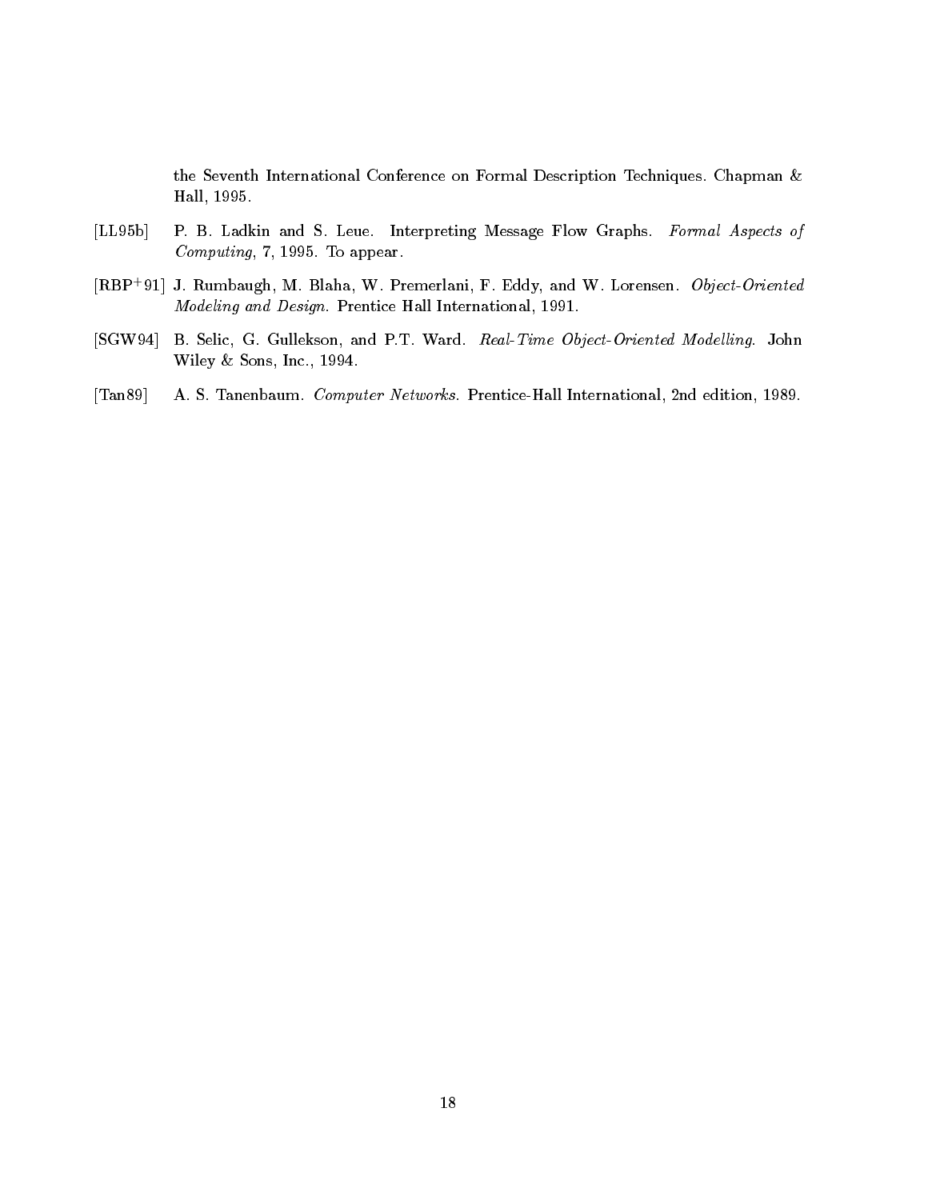the Seventh International Conference on Formal Description Techniques. Chapman & Hall, 1995.

[LL95b] P. B. Ladkin and S. Leue. Interpreting Message Flow Graphs. *Formal Aspects of Computing*, 7, 1995. To appear.

[RBP+91] J. Rumbaugh, M. Blaha, W. Premerlani, F. Eddy, and W. Lorensen. *Object-Oriented Modeling and Design*. Prentice Hall International, 1991.

[SGW94] B. Selic, G. Gullekson, and P.T. Ward. *Real-Time Object-Oriented Modelling*. John Wiley & Sons, Inc., 1994.

[Tan89] A. S. Tanenbaum. *Computer Networks*. Prentice-Hall International, 2nd edition, 1989.